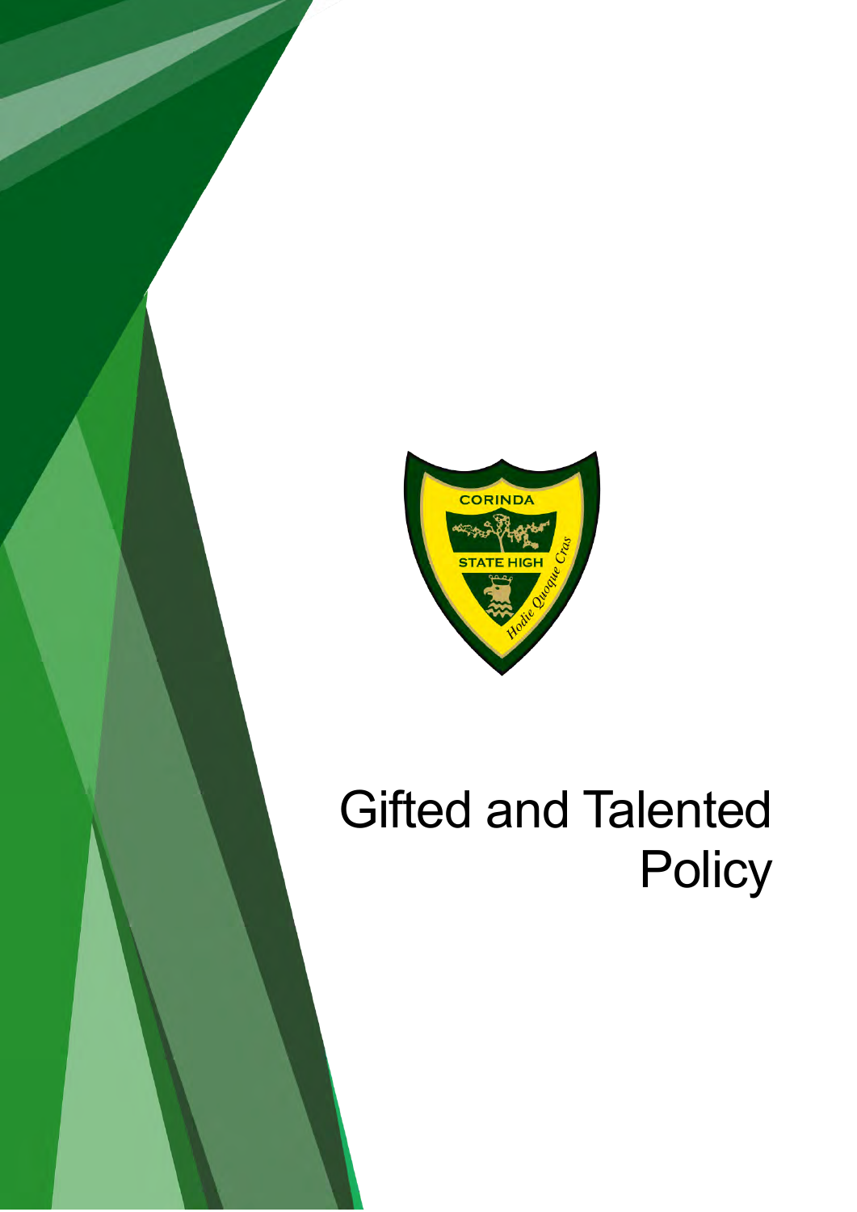# Gifted and Talented Policy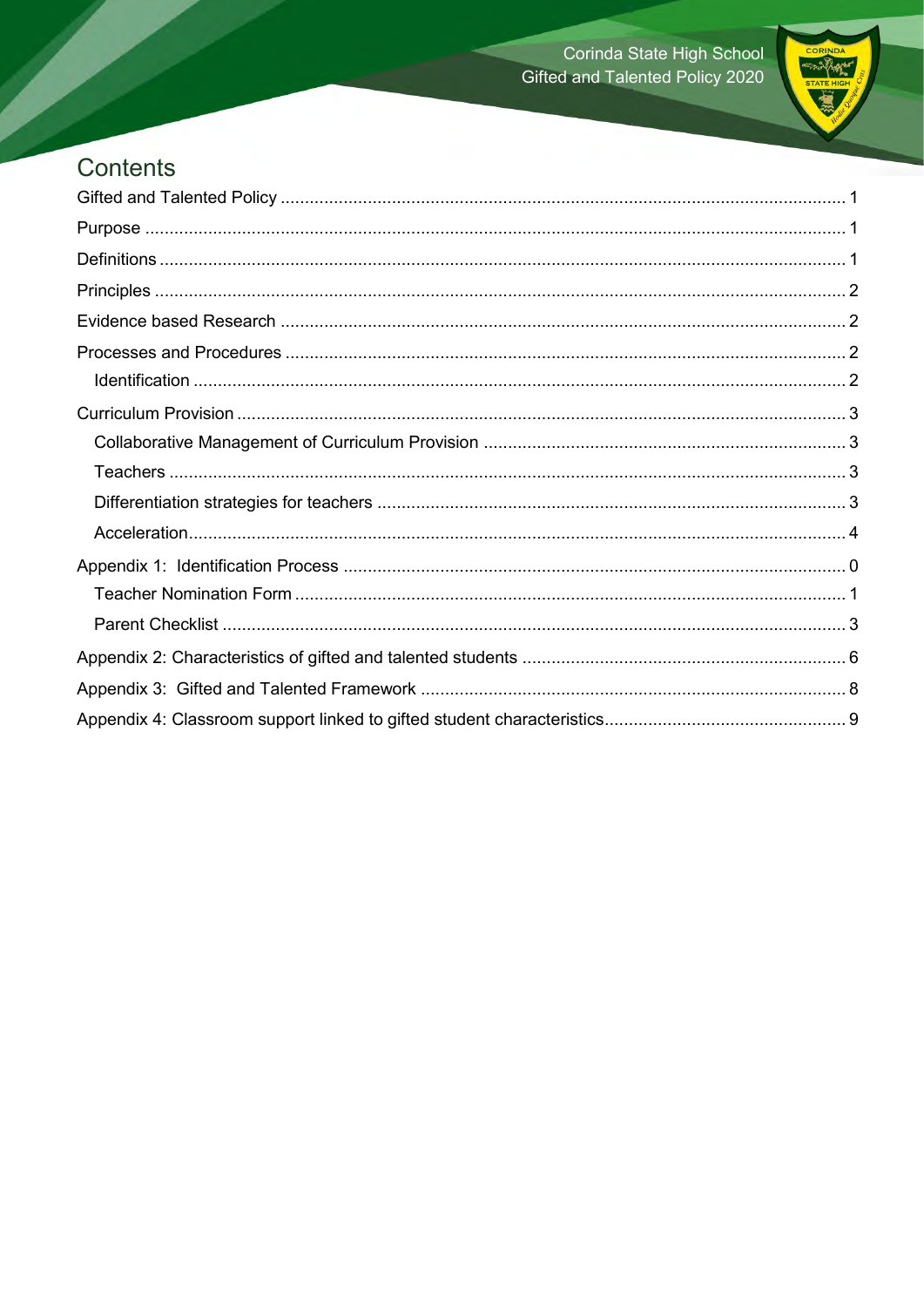# Contents

Gifted and Talented Policy ..... 1

Purpose ..... 1

Definitions ..... 1

Principles ..... 2

Evidence based Research ..... 2

Processes and Procedures ..... 2

- Identification ..... 2

Curriculum Provision ..... 3

- Collaborative Management of Curriculum Provision ..... 3
- Teachers ..... 3
- Differentiation strategies for teachers ..... 3
- Acceleration ..... 4

Appendix 1: Identification Process ..... 0

- Teacher Nomination Form ..... 1
- Parent Checklist ..... 3

Appendix 2: Characteristics of gifted and talented students ..... 6

Appendix 3: Gifted and Talented Framework ..... 8

Appendix 4: Classroom support linked to gifted student characteristics ..... 9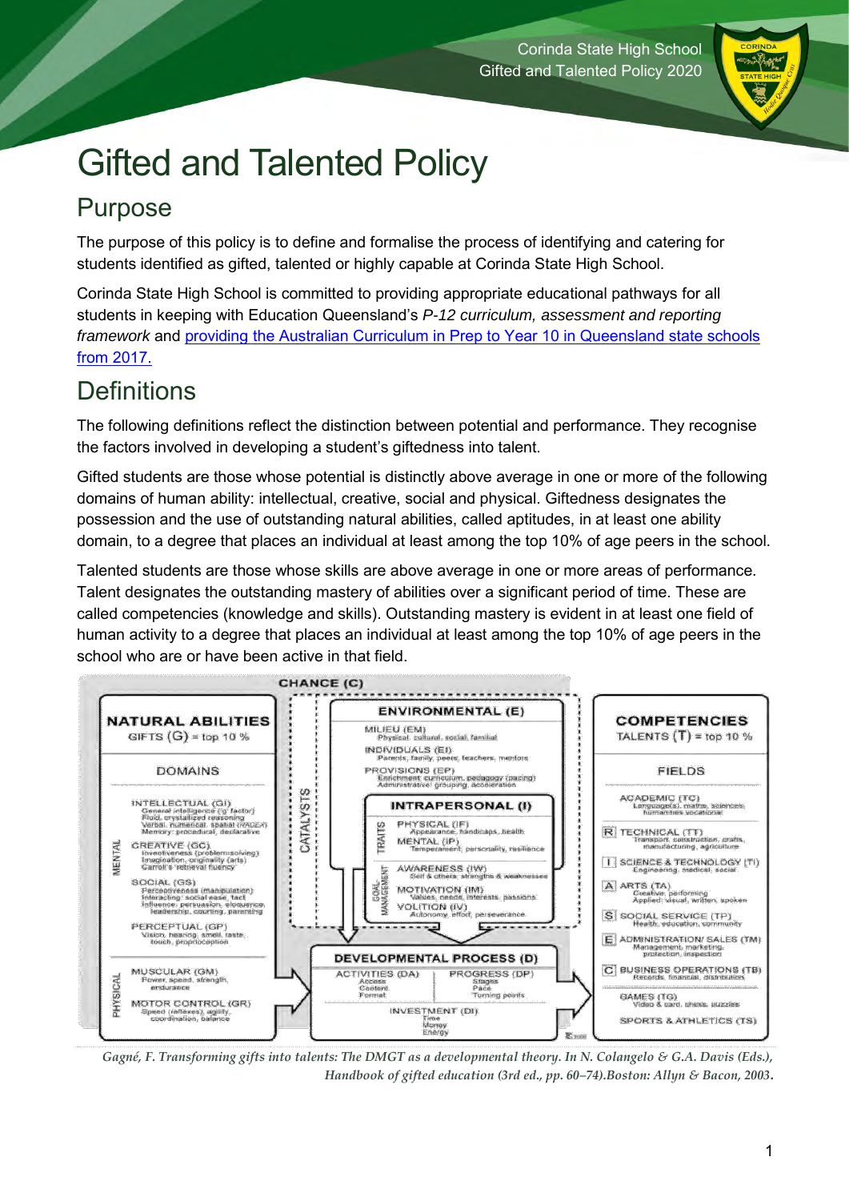# Gifted and Talented Policy

## Purpose

The purpose of this policy is to define and formalise the process of identifying and catering for students identified as gifted, talented or highly capable at Corinda State High School.

Corinda State High School is committed to providing appropriate educational pathways for all students in keeping with Education Queensland's *P-12 curriculum, assessment and reporting framework* and providing the Australian Curriculum in Prep to Year 10 in Queensland state schools from 2017.

## Definitions

The following definitions reflect the distinction between potential and performance. They recognise the factors involved in developing a student's giftedness into talent.

Gifted students are those whose potential is distinctly above average in one or more of the following domains of human ability: intellectual, creative, social and physical. Giftedness designates the possession and the use of outstanding natural abilities, called aptitudes, in at least one ability domain, to a degree that places an individual at least among the top 10% of age peers in the school.

Talented students are those whose skills are above average in one or more areas of performance. Talent designates the outstanding mastery of abilities over a significant period of time. These are called competencies (knowledge and skills). Outstanding mastery is evident in at least one field of human activity to a degree that places an individual at least among the top 10% of age peers in the school who are or have been active in that field.

CHANCE (C)

**NATURAL ABILITIES**
GIFTS (G) = top 10 %

DOMAINS

MENTAL
- INTELLECTUAL (GI): General intelligence ('g' factor); Fluid, crystallized reasoning; Verbal, numerical, spatial (RADEX); Memory: procedural, declarative
- CREATIVE (GC): Inventiveness (problem-solving); Imagination, originality (arts); Carroll's 'retrieval fluency'
- SOCIAL (GS): Perceptiveness (manipulation); Interacting: social ease, tact; Influence: persuasion, eloquence, leadership, coaching, parenting
- PERCEPTUAL (GP): Vision, hearing, smell, taste, touch, proprioception

PHYSICAL
- MUSCULAR (GM): Power, speed, strength, endurance
- MOTOR CONTROL (GR): Speed (reflexes), agility, coordination, balance

CATALYSTS

**ENVIRONMENTAL (E)**
- MILIEU (EM): Physical, cultural, social, familial
- INDIVIDUALS (EI): Parents, family, peers, teachers, mentors
- PROVISIONS (EP): Enrichment: curriculum, pedagogy (pacing); Administrative: grouping, acceleration

**INTRAPERSONAL (I)**
- TRAITS
  - PHYSICAL (IF): Appearance, handicaps, health
  - MENTAL (IP): Temperament, personality, resilience
- GOAL-MANAGEMENT
  - AWARENESS (IW): Self & others: strengths & weaknesses
  - MOTIVATION (IM): Values, needs, interests, passions
  - VOLITION (IV): Autonomy, effort, perseverance

**DEVELOPMENTAL PROCESS (D)**
- ACTIVITIES (DA): Access, Content, Format
- PROGRESS (DP): Stages, Pace, Turning points
- INVESTMENT (DI): Time, Money, Energy

**COMPETENCIES**
TALENTS (T) = top 10 %

FIELDS
- ACADEMIC (TC): Language(s), maths, sciences, humanities, vocational
- TECHNICAL (TT): Transport, construction, crafts, manufacturing, agriculture
- SCIENCE & TECHNOLOGY (TI): Engineering, medical, social
- ARTS (TA): Creative, performing; Applied: visual, written, spoken
- SOCIAL SERVICE (TP): Health, education, community
- ADMINISTRATION/ SALES (TM): Management, marketing, protection, inspection
- BUSINESS OPERATIONS (TB): Records, financial, distribution
- GAMES (TG): Video & card, chess, puzzles
- SPORTS & ATHLETICS (TS)

*Gagné, F. Transforming gifts into talents: The DMGT as a developmental theory. In N. Colangelo & G.A. Davis (Eds.), Handbook of gifted education (3rd ed., pp. 60–74).Boston: Allyn & Bacon, 2003.*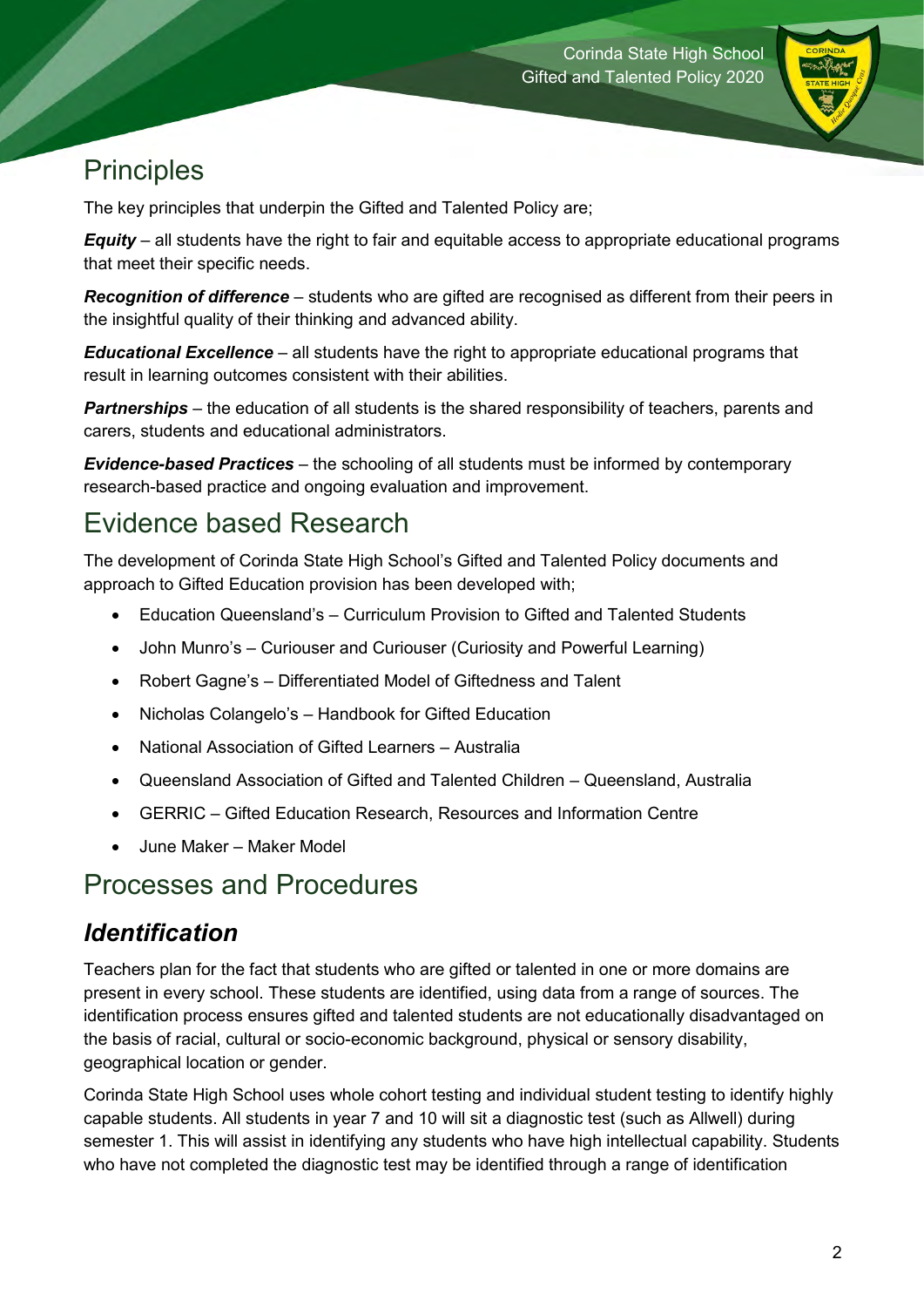# Principles

The key principles that underpin the Gifted and Talented Policy are;

***Equity*** – all students have the right to fair and equitable access to appropriate educational programs that meet their specific needs.

***Recognition of difference*** – students who are gifted are recognised as different from their peers in the insightful quality of their thinking and advanced ability.

***Educational Excellence*** – all students have the right to appropriate educational programs that result in learning outcomes consistent with their abilities.

***Partnerships*** – the education of all students is the shared responsibility of teachers, parents and carers, students and educational administrators.

***Evidence-based Practices*** – the schooling of all students must be informed by contemporary research-based practice and ongoing evaluation and improvement.

# Evidence based Research

The development of Corinda State High School's Gifted and Talented Policy documents and approach to Gifted Education provision has been developed with;

- Education Queensland's – Curriculum Provision to Gifted and Talented Students
- John Munro's – Curiouser and Curiouser (Curiosity and Powerful Learning)
- Robert Gagne's – Differentiated Model of Giftedness and Talent
- Nicholas Colangelo's – Handbook for Gifted Education
- National Association of Gifted Learners – Australia
- Queensland Association of Gifted and Talented Children – Queensland, Australia
- GERRIC – Gifted Education Research, Resources and Information Centre
- June Maker – Maker Model

# Processes and Procedures

## *Identification*

Teachers plan for the fact that students who are gifted or talented in one or more domains are present in every school. These students are identified, using data from a range of sources. The identification process ensures gifted and talented students are not educationally disadvantaged on the basis of racial, cultural or socio-economic background, physical or sensory disability, geographical location or gender.

Corinda State High School uses whole cohort testing and individual student testing to identify highly capable students. All students in year 7 and 10 will sit a diagnostic test (such as Allwell) during semester 1. This will assist in identifying any students who have high intellectual capability. Students who have not completed the diagnostic test may be identified through a range of identification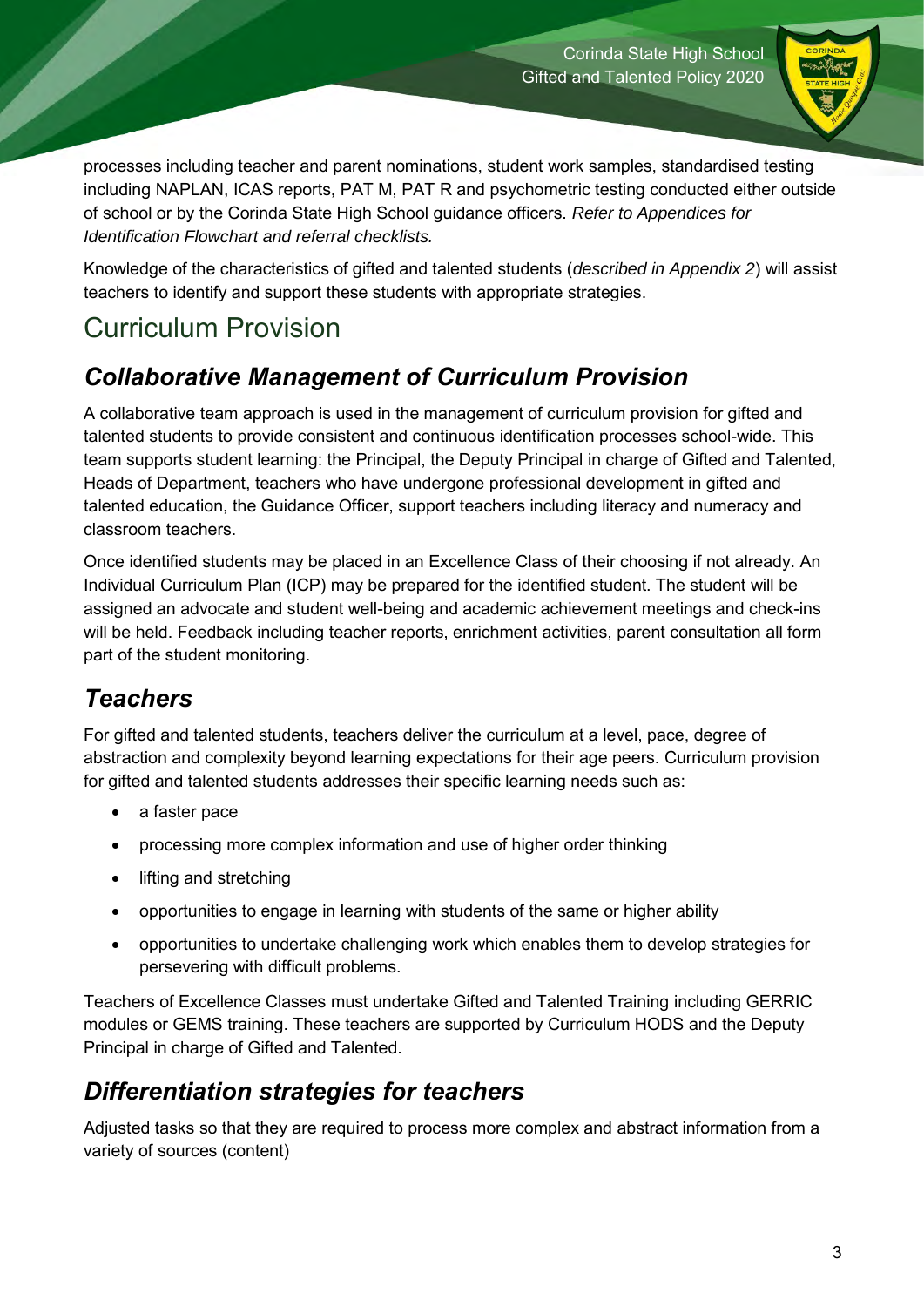processes including teacher and parent nominations, student work samples, standardised testing including NAPLAN, ICAS reports, PAT M, PAT R and psychometric testing conducted either outside of school or by the Corinda State High School guidance officers. *Refer to Appendices for Identification Flowchart and referral checklists.*

Knowledge of the characteristics of gifted and talented students (*described in Appendix 2*) will assist teachers to identify and support these students with appropriate strategies.

# Curriculum Provision

## *Collaborative Management of Curriculum Provision*

A collaborative team approach is used in the management of curriculum provision for gifted and talented students to provide consistent and continuous identification processes school-wide. This team supports student learning: the Principal, the Deputy Principal in charge of Gifted and Talented, Heads of Department, teachers who have undergone professional development in gifted and talented education, the Guidance Officer, support teachers including literacy and numeracy and classroom teachers.

Once identified students may be placed in an Excellence Class of their choosing if not already. An Individual Curriculum Plan (ICP) may be prepared for the identified student. The student will be assigned an advocate and student well-being and academic achievement meetings and check-ins will be held. Feedback including teacher reports, enrichment activities, parent consultation all form part of the student monitoring.

## *Teachers*

For gifted and talented students, teachers deliver the curriculum at a level, pace, degree of abstraction and complexity beyond learning expectations for their age peers. Curriculum provision for gifted and talented students addresses their specific learning needs such as:

- a faster pace
- processing more complex information and use of higher order thinking
- lifting and stretching
- opportunities to engage in learning with students of the same or higher ability
- opportunities to undertake challenging work which enables them to develop strategies for persevering with difficult problems.

Teachers of Excellence Classes must undertake Gifted and Talented Training including GERRIC modules or GEMS training. These teachers are supported by Curriculum HODS and the Deputy Principal in charge of Gifted and Talented.

## *Differentiation strategies for teachers*

Adjusted tasks so that they are required to process more complex and abstract information from a variety of sources (content)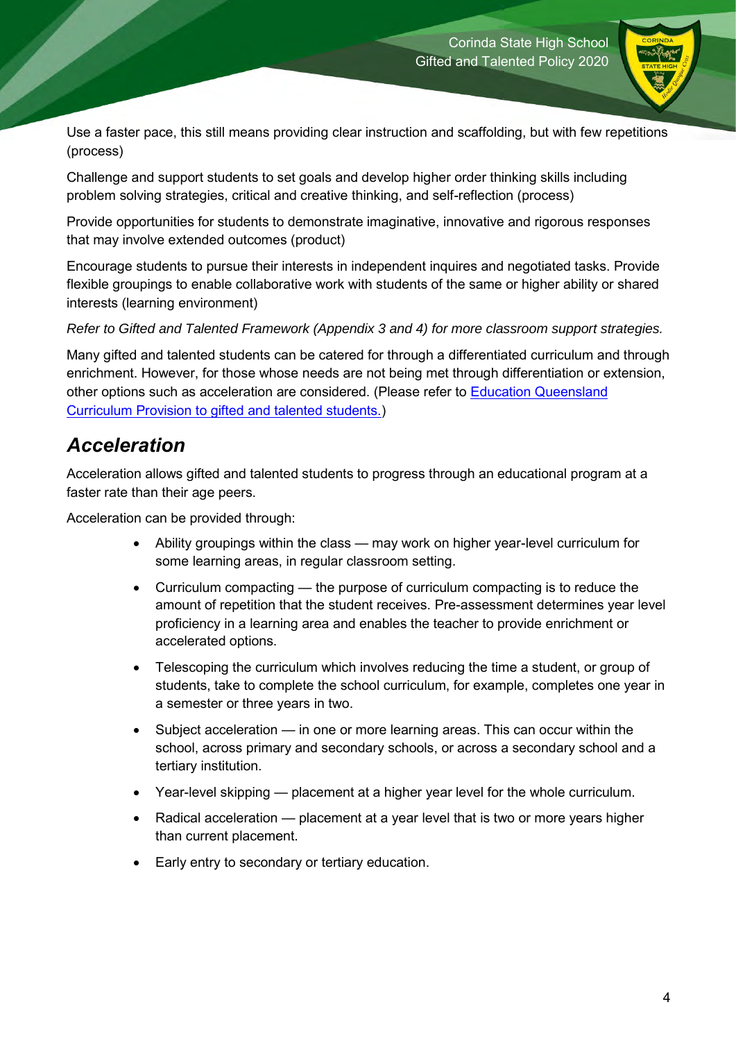Use a faster pace, this still means providing clear instruction and scaffolding, but with few repetitions (process)

Challenge and support students to set goals and develop higher order thinking skills including problem solving strategies, critical and creative thinking, and self-reflection (process)

Provide opportunities for students to demonstrate imaginative, innovative and rigorous responses that may involve extended outcomes (product)

Encourage students to pursue their interests in independent inquires and negotiated tasks. Provide flexible groupings to enable collaborative work with students of the same or higher ability or shared interests (learning environment)

*Refer to Gifted and Talented Framework (Appendix 3 and 4) for more classroom support strategies.*

Many gifted and talented students can be catered for through a differentiated curriculum and through enrichment. However, for those whose needs are not being met through differentiation or extension, other options such as acceleration are considered. (Please refer to Education Queensland Curriculum Provision to gifted and talented students.)

## *Acceleration*

Acceleration allows gifted and talented students to progress through an educational program at a faster rate than their age peers.

Acceleration can be provided through:

- Ability groupings within the class — may work on higher year-level curriculum for some learning areas, in regular classroom setting.
- Curriculum compacting — the purpose of curriculum compacting is to reduce the amount of repetition that the student receives. Pre-assessment determines year level proficiency in a learning area and enables the teacher to provide enrichment or accelerated options.
- Telescoping the curriculum which involves reducing the time a student, or group of students, take to complete the school curriculum, for example, completes one year in a semester or three years in two.
- Subject acceleration — in one or more learning areas. This can occur within the school, across primary and secondary schools, or across a secondary school and a tertiary institution.
- Year-level skipping — placement at a higher year level for the whole curriculum.
- Radical acceleration — placement at a year level that is two or more years higher than current placement.
- Early entry to secondary or tertiary education.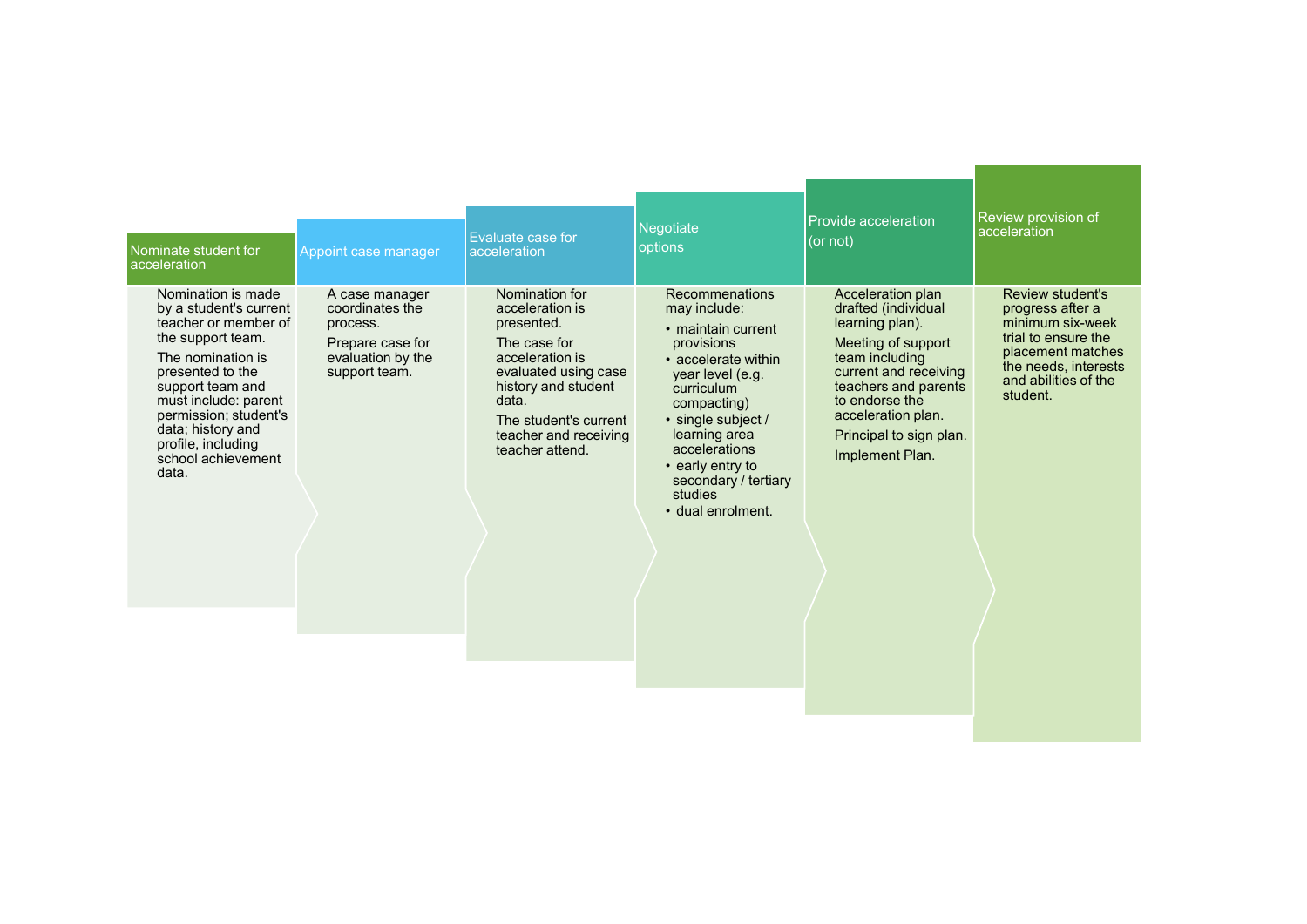## Nominate student for acceleration

Nomination is made by a student's current teacher or member of the support team.

The nomination is presented to the support team and must include: parent permission; student's data; history and profile, including school achievement data.

## Appoint case manager

A case manager coordinates the process.

Prepare case for evaluation by the support team.

## Evaluate case for acceleration

Nomination for acceleration is presented.

The case for acceleration is evaluated using case history and student data.

The student's current teacher and receiving teacher attend.

## Negotiate options

Recommenations may include:

- maintain current provisions
- accelerate within year level (e.g. curriculum compacting)
- single subject / learning area accelerations
- early entry to secondary / tertiary studies
- dual enrolment.

## Provide acceleration (or not)

Acceleration plan drafted (individual learning plan).

Meeting of support team including current and receiving teachers and parents to endorse the acceleration plan.

Principal to sign plan.

Implement Plan.

## Review provision of acceleration

Review student's progress after a minimum six-week trial to ensure the placement matches the needs, interests and abilities of the student.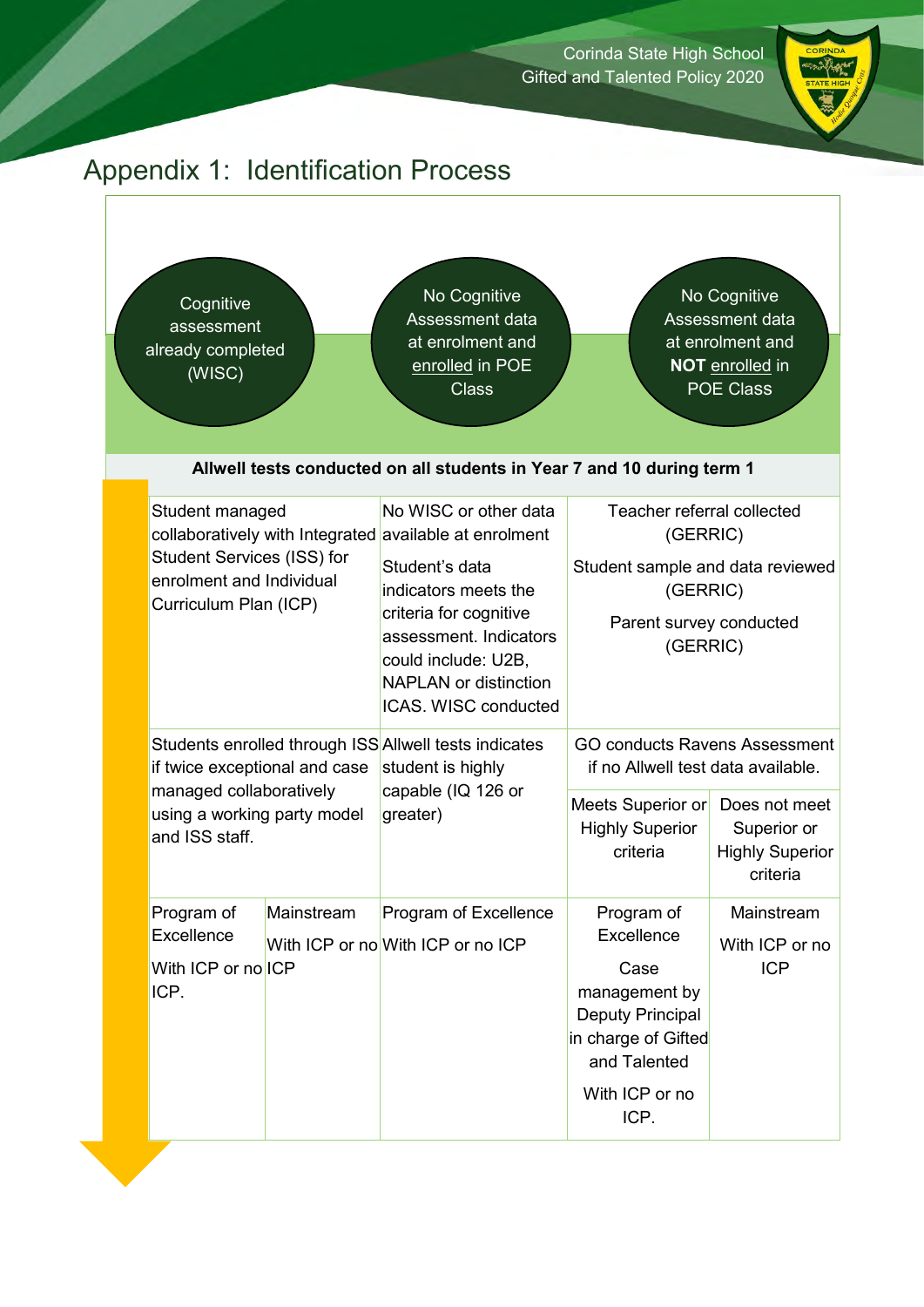# Appendix 1: Identification Process

| Cognitive assessment already completed (WISC) | | No Cognitive Assessment data at enrolment and enrolled in POE Class | No Cognitive Assessment data at enrolment and **NOT** enrolled in POE Class | |
|---|---|---|---|---|
| **Allwell tests conducted on all students in Year 7 and 10 during term 1** | | | | |
| Student managed collaboratively with Integrated Student Services (ISS) for enrolment and Individual Curriculum Plan (ICP) | | No WISC or other data available at enrolment<br><br>Student's data indicators meets the criteria for cognitive assessment. Indicators could include: U2B, NAPLAN or distinction ICAS. WISC conducted | Teacher referral collected (GERRIC)<br><br>Student sample and data reviewed (GERRIC)<br><br>Parent survey conducted (GERRIC) | |
| Students enrolled through ISS if twice exceptional and case managed collaboratively using a working party model and ISS staff. | | Allwell tests indicates student is highly capable (IQ 126 or greater) | GO conducts Ravens Assessment if no Allwell test data available. | |
| | | | Meets Superior or Highly Superior criteria | Does not meet Superior or Highly Superior criteria |
| Program of Excellence<br><br>With ICP or no ICP. | Mainstream<br><br>With ICP or no ICP | Program of Excellence<br><br>With ICP or no ICP | Program of Excellence<br><br>Case management by Deputy Principal in charge of Gifted and Talented<br><br>With ICP or no ICP. | Mainstream<br><br>With ICP or no ICP |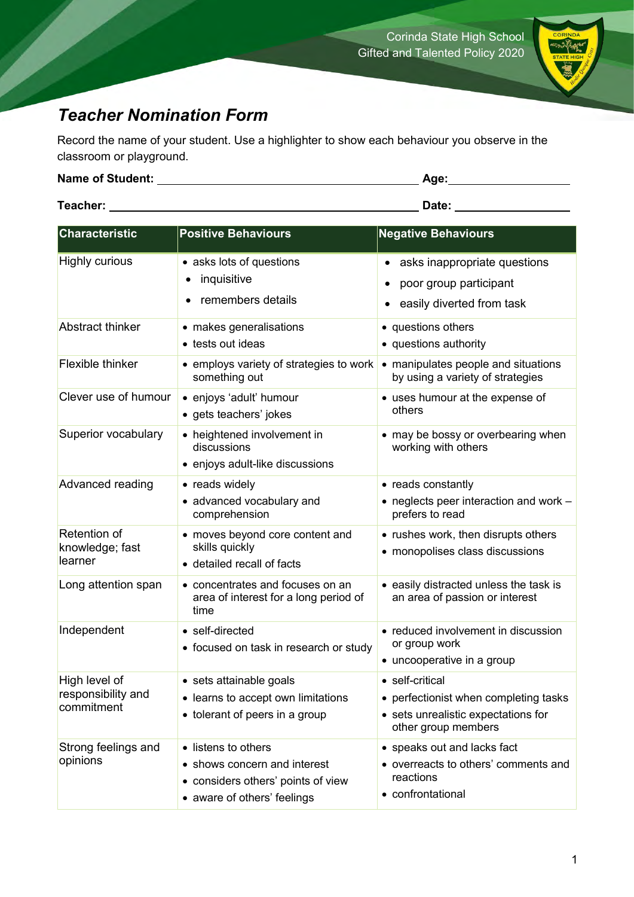## *Teacher Nomination Form*

Record the name of your student. Use a highlighter to show each behaviour you observe in the classroom or playground.

**Name of Student:** ______________________ **Age:** __________

**Teacher:** ______________________ **Date:** __________

| Characteristic | Positive Behaviours | Negative Behaviours |
|---|---|---|
| Highly curious | • asks lots of questions<br>• inquisitive<br>• remembers details | • asks inappropriate questions<br>• poor group participant<br>• easily diverted from task |
| Abstract thinker | • makes generalisations<br>• tests out ideas | • questions others<br>• questions authority |
| Flexible thinker | • employs variety of strategies to work something out | • manipulates people and situations by using a variety of strategies |
| Clever use of humour | • enjoys 'adult' humour<br>• gets teachers' jokes | • uses humour at the expense of others |
| Superior vocabulary | • heightened involvement in discussions<br>• enjoys adult-like discussions | • may be bossy or overbearing when working with others |
| Advanced reading | • reads widely<br>• advanced vocabulary and comprehension | • reads constantly<br>• neglects peer interaction and work – prefers to read |
| Retention of knowledge; fast learner | • moves beyond core content and skills quickly<br>• detailed recall of facts | • rushes work, then disrupts others<br>• monopolises class discussions |
| Long attention span | • concentrates and focuses on an area of interest for a long period of time | • easily distracted unless the task is an area of passion or interest |
| Independent | • self-directed<br>• focused on task in research or study | • reduced involvement in discussion or group work<br>• uncooperative in a group |
| High level of responsibility and commitment | • sets attainable goals<br>• learns to accept own limitations<br>• tolerant of peers in a group | • self-critical<br>• perfectionist when completing tasks<br>• sets unrealistic expectations for other group members |
| Strong feelings and opinions | • listens to others<br>• shows concern and interest<br>• considers others' points of view<br>• aware of others' feelings | • speaks out and lacks fact<br>• overreacts to others' comments and reactions<br>• confrontational |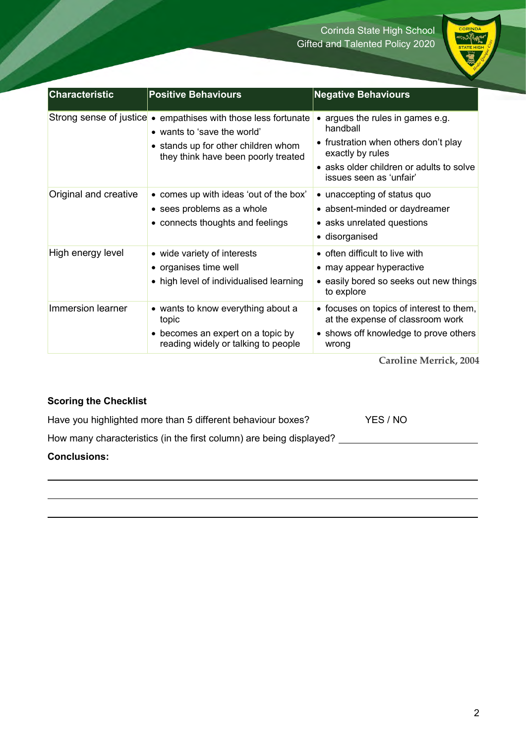| Characteristic | Positive Behaviours | Negative Behaviours |
|---|---|---|
| Strong sense of justice | • empathises with those less fortunate<br>• wants to 'save the world'<br>• stands up for other children whom they think have been poorly treated | • argues the rules in games e.g. handball<br>• frustration when others don't play exactly by rules<br>• asks older children or adults to solve issues seen as 'unfair' |
| Original and creative | • comes up with ideas 'out of the box'<br>• sees problems as a whole<br>• connects thoughts and feelings | • unaccepting of status quo<br>• absent-minded or daydreamer<br>• asks unrelated questions<br>• disorganised |
| High energy level | • wide variety of interests<br>• organises time well<br>• high level of individualised learning | • often difficult to live with<br>• may appear hyperactive<br>• easily bored so seeks out new things to explore |
| Immersion learner | • wants to know everything about a topic<br>• becomes an expert on a topic by reading widely or talking to people | • focuses on topics of interest to them, at the expense of classroom work<br>• shows off knowledge to prove others wrong |

Caroline Merrick, 2004

**Scoring the Checklist**

Have you highlighted more than 5 different behaviour boxes? YES / NO

How many characteristics (in the first column) are being displayed? ______________________

**Conclusions:**

______________________________________________________________________________

______________________________________________________________________________

______________________________________________________________________________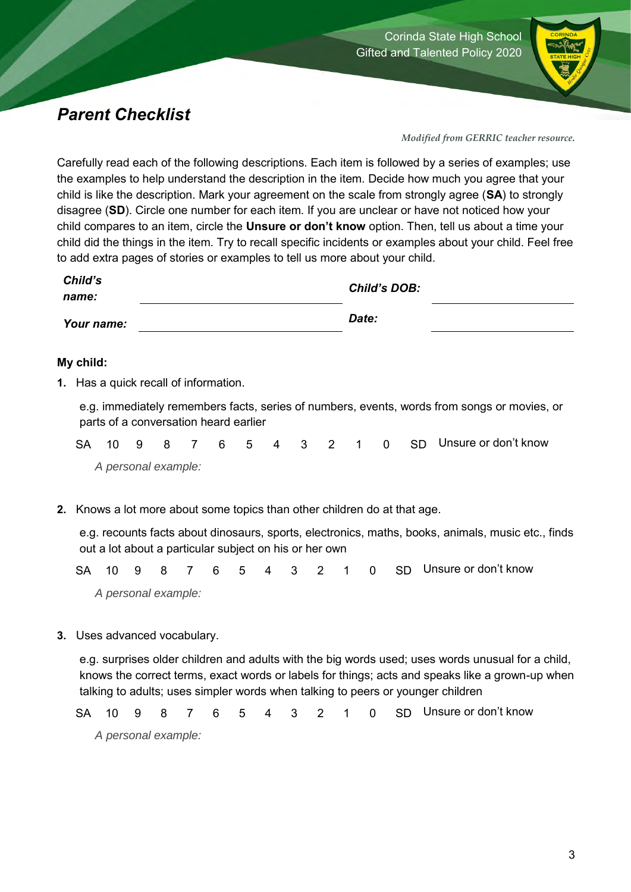## *Parent Checklist*

*Modified from GERRIC teacher resource.*

Carefully read each of the following descriptions. Each item is followed by a series of examples; use the examples to help understand the description in the item. Decide how much you agree that your child is like the description. Mark your agreement on the scale from strongly agree (**SA**) to strongly disagree (**SD**). Circle one number for each item. If you are unclear or have not noticed how your child compares to an item, circle the **Unsure or don't know** option. Then, tell us about a time your child did the things in the item. Try to recall specific incidents or examples about your child. Feel free to add extra pages of stories or examples to tell us more about your child.

| ***Child's name:*** | | ***Child's DOB:*** | |
|---|---|---|---|
| ***Your name:*** | | ***Date:*** | |

**My child:**

**1.** Has a quick recall of information.

e.g. immediately remembers facts, series of numbers, events, words from songs or movies, or parts of a conversation heard earlier

SA 10 9 8 7 6 5 4 3 2 1 0 SD Unsure or don't know

*A personal example:*

**2.** Knows a lot more about some topics than other children do at that age.

e.g. recounts facts about dinosaurs, sports, electronics, maths, books, animals, music etc., finds out a lot about a particular subject on his or her own

SA 10 9 8 7 6 5 4 3 2 1 0 SD Unsure or don't know

*A personal example:*

**3.** Uses advanced vocabulary.

e.g. surprises older children and adults with the big words used; uses words unusual for a child, knows the correct terms, exact words or labels for things; acts and speaks like a grown-up when talking to adults; uses simpler words when talking to peers or younger children

SA 10 9 8 7 6 5 4 3 2 1 0 SD Unsure or don't know

*A personal example:*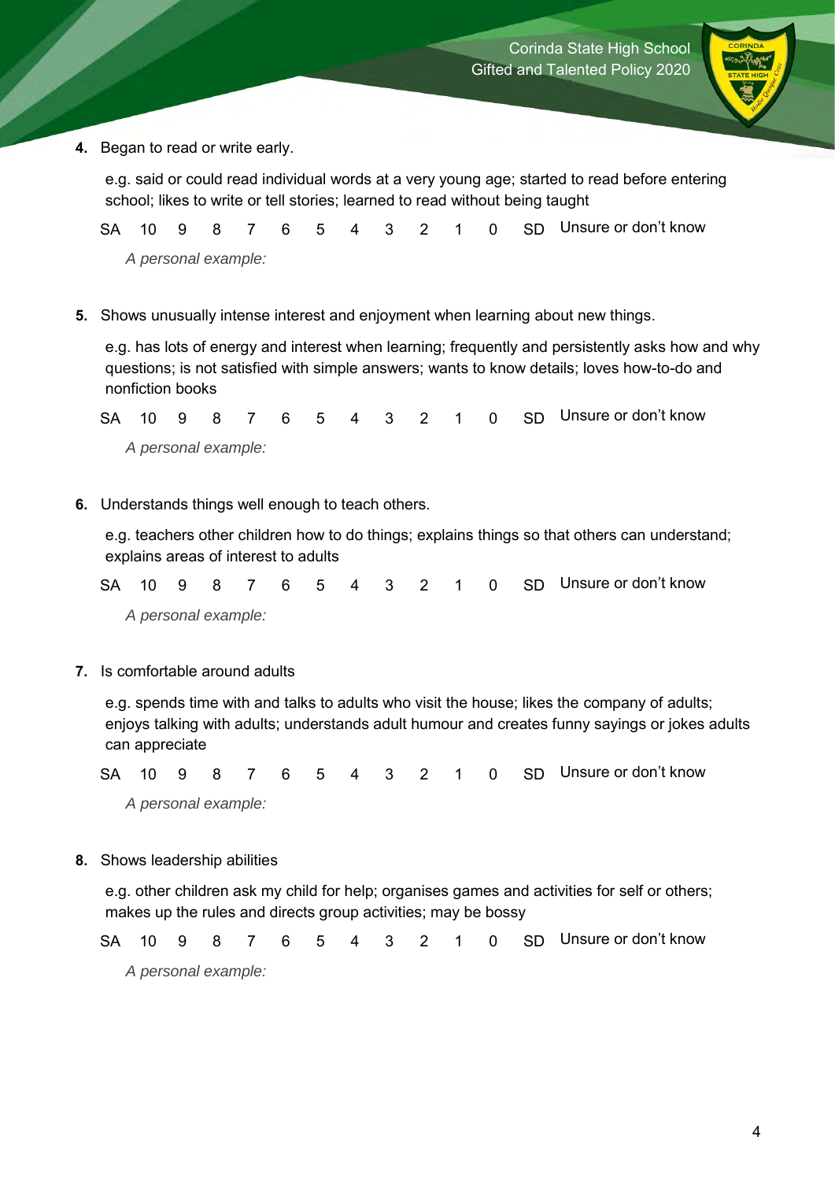**4.** Began to read or write early.

e.g. said or could read individual words at a very young age; started to read before entering school; likes to write or tell stories; learned to read without being taught

SA 10 9 8 7 6 5 4 3 2 1 0 SD Unsure or don't know

*A personal example:*

**5.** Shows unusually intense interest and enjoyment when learning about new things.

e.g. has lots of energy and interest when learning; frequently and persistently asks how and why questions; is not satisfied with simple answers; wants to know details; loves how-to-do and nonfiction books

SA 10 9 8 7 6 5 4 3 2 1 0 SD Unsure or don't know

*A personal example:*

**6.** Understands things well enough to teach others.

e.g. teachers other children how to do things; explains things so that others can understand; explains areas of interest to adults

SA 10 9 8 7 6 5 4 3 2 1 0 SD Unsure or don't know

*A personal example:*

**7.** Is comfortable around adults

e.g. spends time with and talks to adults who visit the house; likes the company of adults; enjoys talking with adults; understands adult humour and creates funny sayings or jokes adults can appreciate

SA 10 9 8 7 6 5 4 3 2 1 0 SD Unsure or don't know

*A personal example:*

**8.** Shows leadership abilities

e.g. other children ask my child for help; organises games and activities for self or others; makes up the rules and directs group activities; may be bossy

SA 10 9 8 7 6 5 4 3 2 1 0 SD Unsure or don't know

*A personal example:*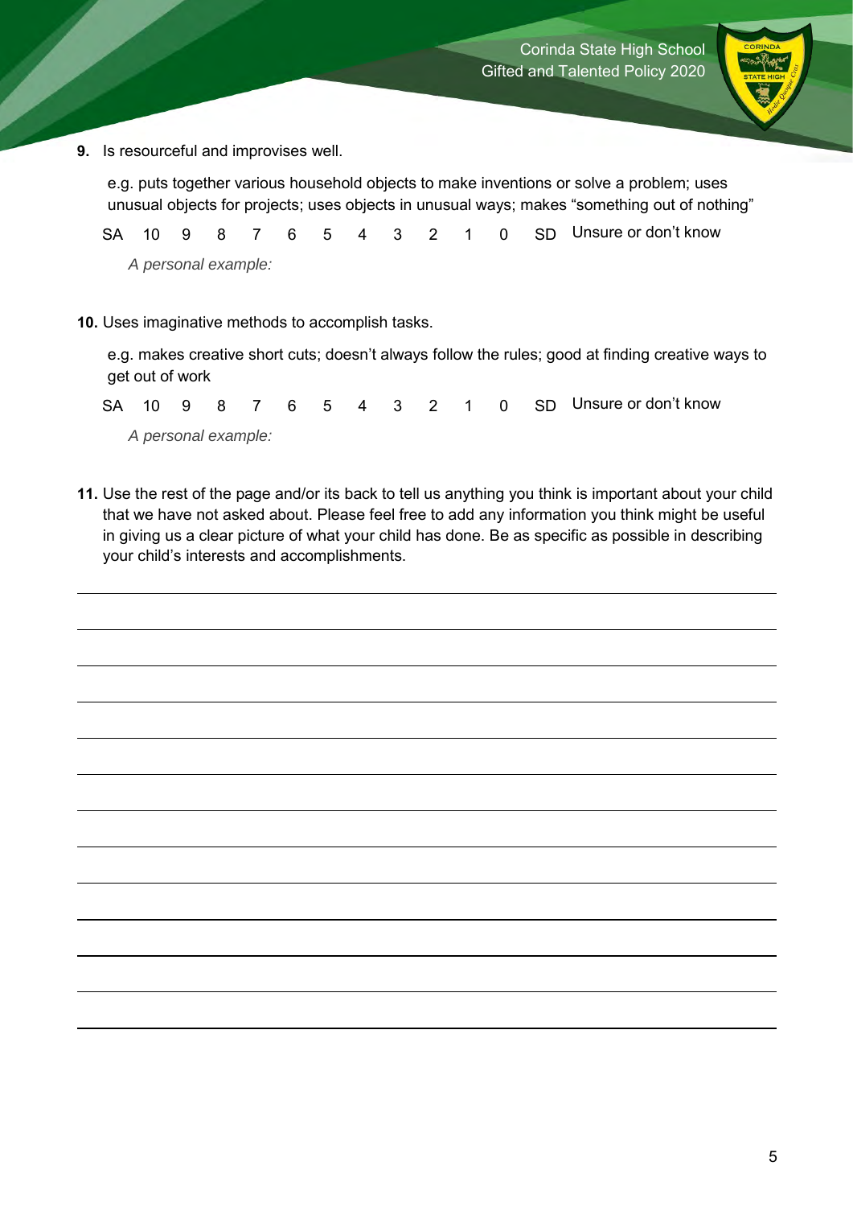**9.** Is resourceful and improvises well.

e.g. puts together various household objects to make inventions or solve a problem; uses unusual objects for projects; uses objects in unusual ways; makes "something out of nothing"

SA 10 9 8 7 6 5 4 3 2 1 0 SD Unsure or don't know

*A personal example:*

**10.** Uses imaginative methods to accomplish tasks.

e.g. makes creative short cuts; doesn't always follow the rules; good at finding creative ways to get out of work

SA 10 9 8 7 6 5 4 3 2 1 0 SD Unsure or don't know

*A personal example:*

**11.** Use the rest of the page and/or its back to tell us anything you think is important about your child that we have not asked about. Please feel free to add any information you think might be useful in giving us a clear picture of what your child has done. Be as specific as possible in describing your child's interests and accomplishments.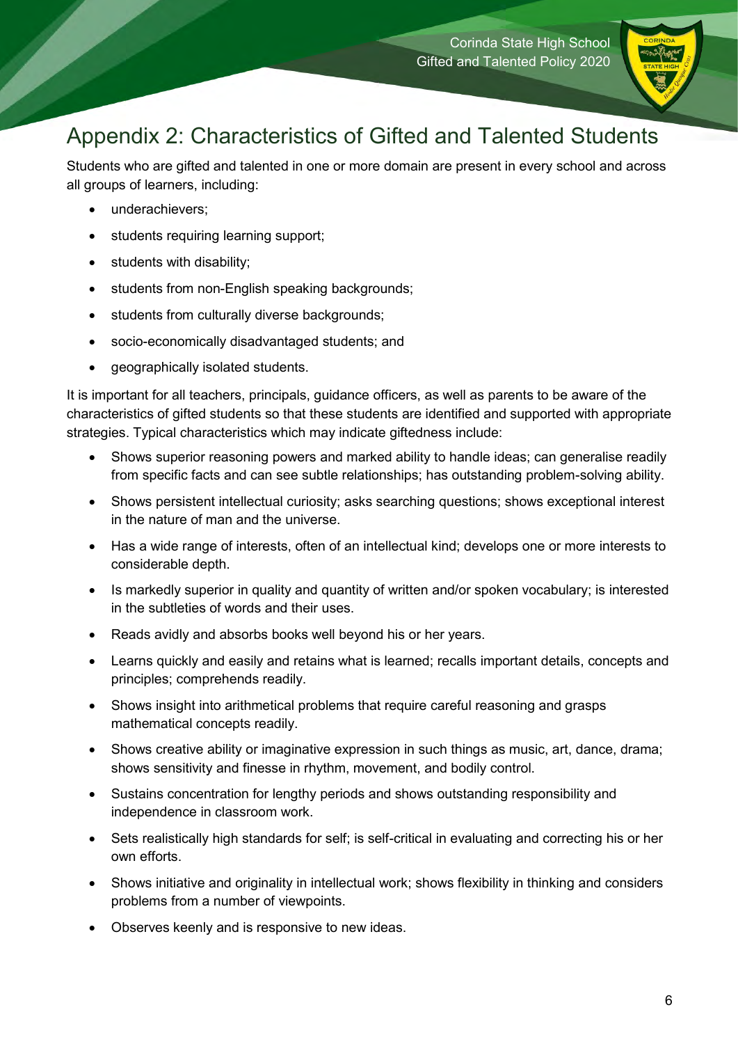# Appendix 2: Characteristics of Gifted and Talented Students

Students who are gifted and talented in one or more domain are present in every school and across all groups of learners, including:

- underachievers;
- students requiring learning support;
- students with disability;
- students from non-English speaking backgrounds;
- students from culturally diverse backgrounds;
- socio-economically disadvantaged students; and
- geographically isolated students.

It is important for all teachers, principals, guidance officers, as well as parents to be aware of the characteristics of gifted students so that these students are identified and supported with appropriate strategies. Typical characteristics which may indicate giftedness include:

- Shows superior reasoning powers and marked ability to handle ideas; can generalise readily from specific facts and can see subtle relationships; has outstanding problem-solving ability.
- Shows persistent intellectual curiosity; asks searching questions; shows exceptional interest in the nature of man and the universe.
- Has a wide range of interests, often of an intellectual kind; develops one or more interests to considerable depth.
- Is markedly superior in quality and quantity of written and/or spoken vocabulary; is interested in the subtleties of words and their uses.
- Reads avidly and absorbs books well beyond his or her years.
- Learns quickly and easily and retains what is learned; recalls important details, concepts and principles; comprehends readily.
- Shows insight into arithmetical problems that require careful reasoning and grasps mathematical concepts readily.
- Shows creative ability or imaginative expression in such things as music, art, dance, drama; shows sensitivity and finesse in rhythm, movement, and bodily control.
- Sustains concentration for lengthy periods and shows outstanding responsibility and independence in classroom work.
- Sets realistically high standards for self; is self-critical in evaluating and correcting his or her own efforts.
- Shows initiative and originality in intellectual work; shows flexibility in thinking and considers problems from a number of viewpoints.
- Observes keenly and is responsive to new ideas.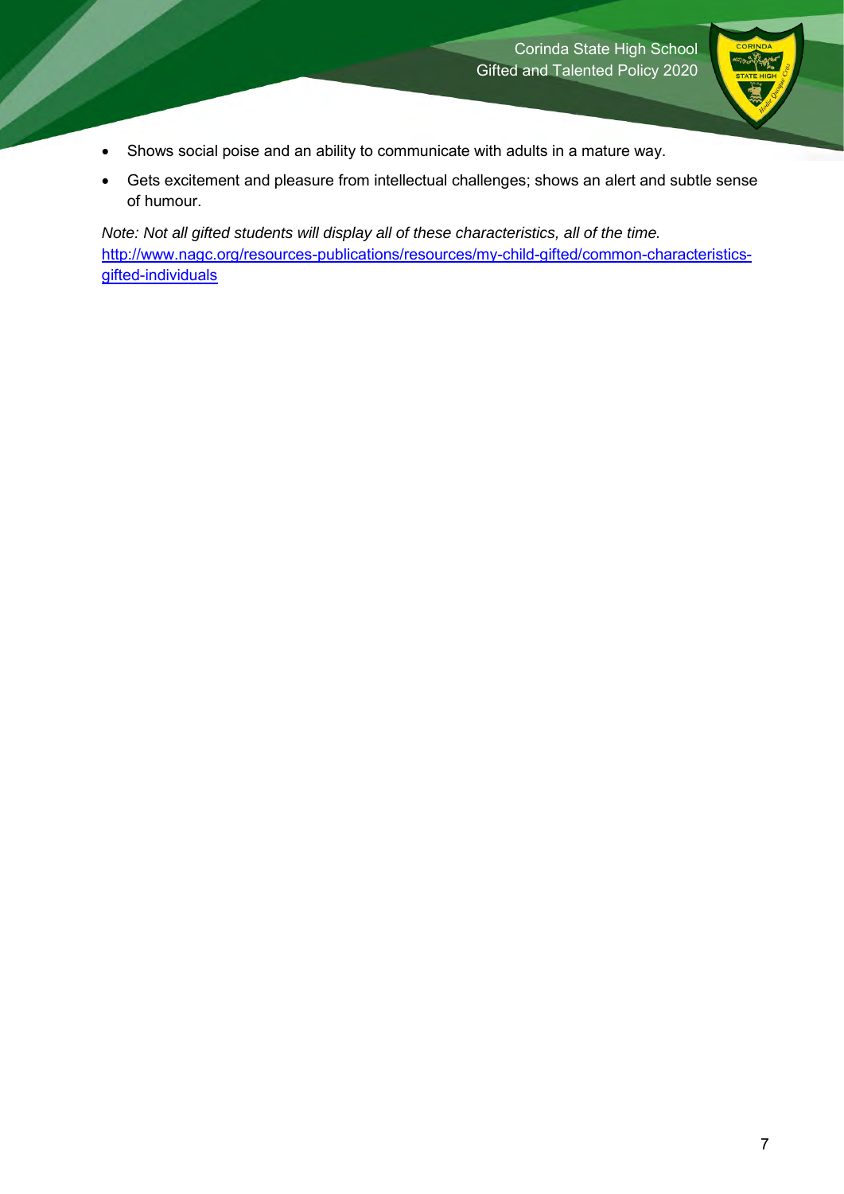- Shows social poise and an ability to communicate with adults in a mature way.
- Gets excitement and pleasure from intellectual challenges; shows an alert and subtle sense of humour.

*Note: Not all gifted students will display all of these characteristics, all of the time.*
[http://www.nagc.org/resources-publications/resources/my-child-gifted/common-characteristics-gifted-individuals](http://www.nagc.org/resources-publications/resources/my-child-gifted/common-characteristics-gifted-individuals)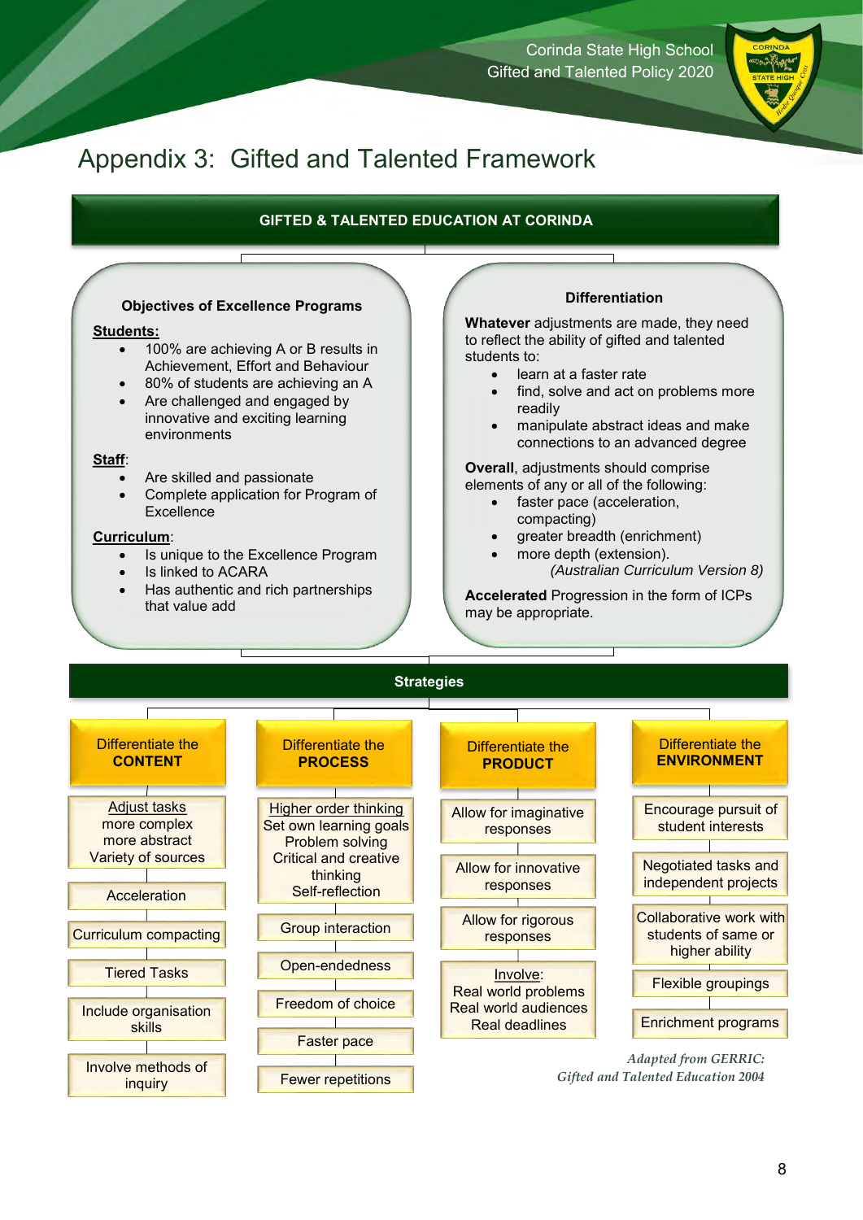# Appendix 3: Gifted and Talented Framework

## GIFTED & TALENTED EDUCATION AT CORINDA

### Objectives of Excellence Programs

**Students:**

- 100% are achieving A or B results in Achievement, Effort and Behaviour
- 80% of students are achieving an A
- Are challenged and engaged by innovative and exciting learning environments

**Staff**:

- Are skilled and passionate
- Complete application for Program of Excellence

**Curriculum**:

- Is unique to the Excellence Program
- Is linked to ACARA
- Has authentic and rich partnerships that value add

### Differentiation

**Whatever** adjustments are made, they need to reflect the ability of gifted and talented students to:

- learn at a faster rate
- find, solve and act on problems more readily
- manipulate abstract ideas and make connections to an advanced degree

**Overall**, adjustments should comprise elements of any or all of the following:

- faster pace (acceleration, compacting)
- greater breadth (enrichment)
- more depth (extension).

*(Australian Curriculum Version 8)*

**Accelerated** Progression in the form of ICPs may be appropriate.

## Strategies

| Differentiate the **CONTENT** | Differentiate the **PROCESS** | Differentiate the **PRODUCT** | Differentiate the **ENVIRONMENT** |
|---|---|---|---|
| Adjust tasks<br>more complex<br>more abstract<br>Variety of sources | Higher order thinking<br>Set own learning goals<br>Problem solving<br>Critical and creative thinking<br>Self-reflection | Allow for imaginative responses | Encourage pursuit of student interests |
| Acceleration | Group interaction | Allow for innovative responses | Negotiated tasks and independent projects |
| Curriculum compacting | Open-endedness | Allow for rigorous responses | Collaborative work with students of same or higher ability |
| Tiered Tasks | Freedom of choice | Involve:<br>Real world problems<br>Real world audiences<br>Real deadlines | Flexible groupings |
| Include organisation skills | Faster pace | | Enrichment programs |
| Involve methods of inquiry | Fewer repetitions | | |

*Adapted from GERRIC: Gifted and Talented Education 2004*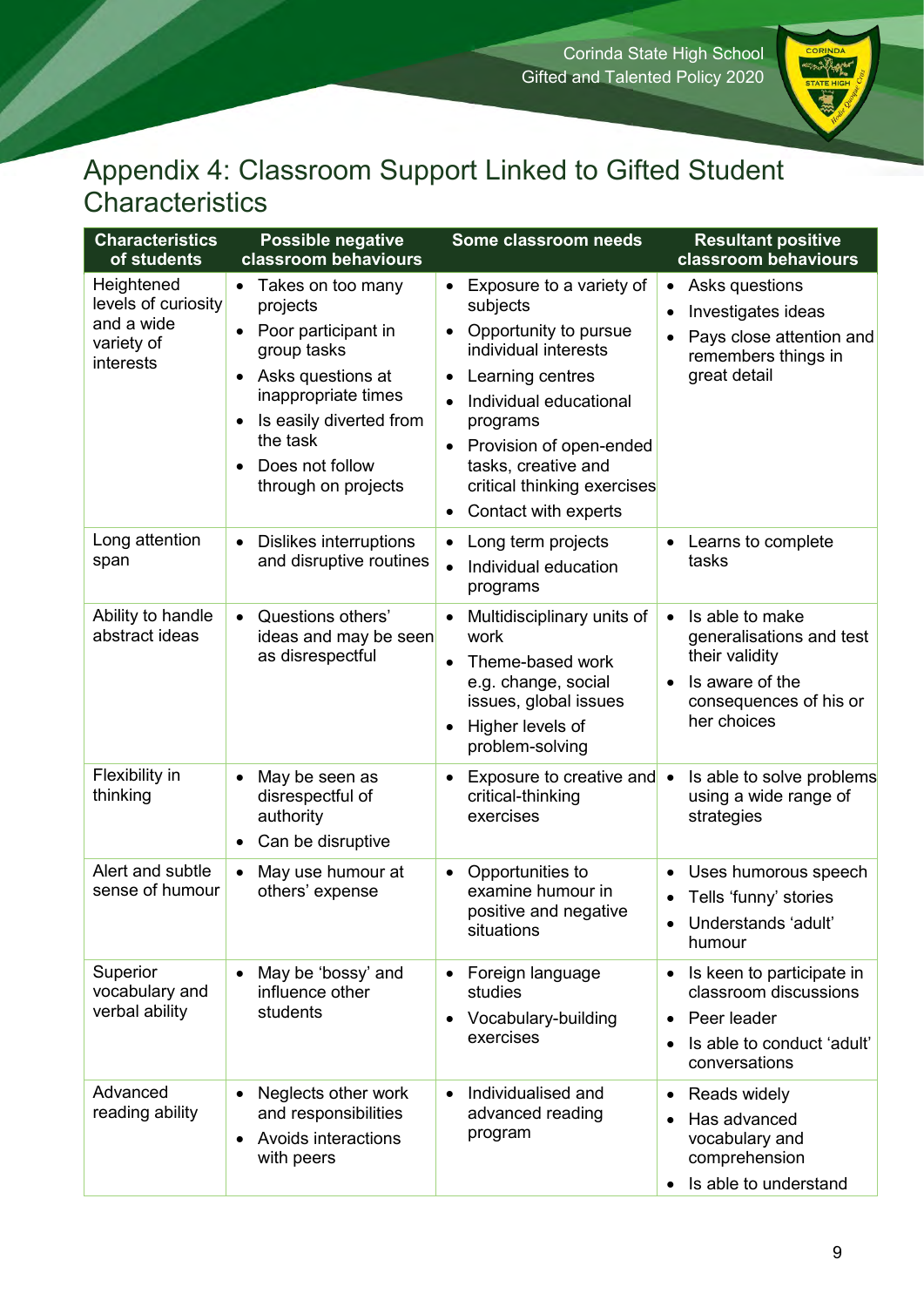# Appendix 4: Classroom Support Linked to Gifted Student Characteristics

| Characteristics of students | Possible negative classroom behaviours | Some classroom needs | Resultant positive classroom behaviours |
|---|---|---|---|
| Heightened levels of curiosity and a wide variety of interests | • Takes on too many projects<br>• Poor participant in group tasks<br>• Asks questions at inappropriate times<br>• Is easily diverted from the task<br>• Does not follow through on projects | • Exposure to a variety of subjects<br>• Opportunity to pursue individual interests<br>• Learning centres<br>• Individual educational programs<br>• Provision of open-ended tasks, creative and critical thinking exercises<br>• Contact with experts | • Asks questions<br>• Investigates ideas<br>• Pays close attention and remembers things in great detail |
| Long attention span | • Dislikes interruptions and disruptive routines | • Long term projects<br>• Individual education programs | • Learns to complete tasks |
| Ability to handle abstract ideas | • Questions others' ideas and may be seen as disrespectful | • Multidisciplinary units of work<br>• Theme-based work e.g. change, social issues, global issues<br>• Higher levels of problem-solving | • Is able to make generalisations and test their validity<br>• Is aware of the consequences of his or her choices |
| Flexibility in thinking | • May be seen as disrespectful of authority<br>• Can be disruptive | • Exposure to creative and critical-thinking exercises | • Is able to solve problems using a wide range of strategies |
| Alert and subtle sense of humour | • May use humour at others' expense | • Opportunities to examine humour in positive and negative situations | • Uses humorous speech<br>• Tells 'funny' stories<br>• Understands 'adult' humour |
| Superior vocabulary and verbal ability | • May be 'bossy' and influence other students | • Foreign language studies<br>• Vocabulary-building exercises | • Is keen to participate in classroom discussions<br>• Peer leader<br>• Is able to conduct 'adult' conversations |
| Advanced reading ability | • Neglects other work and responsibilities<br>• Avoids interactions with peers | • Individualised and advanced reading program | • Reads widely<br>• Has advanced vocabulary and comprehension<br>• Is able to understand |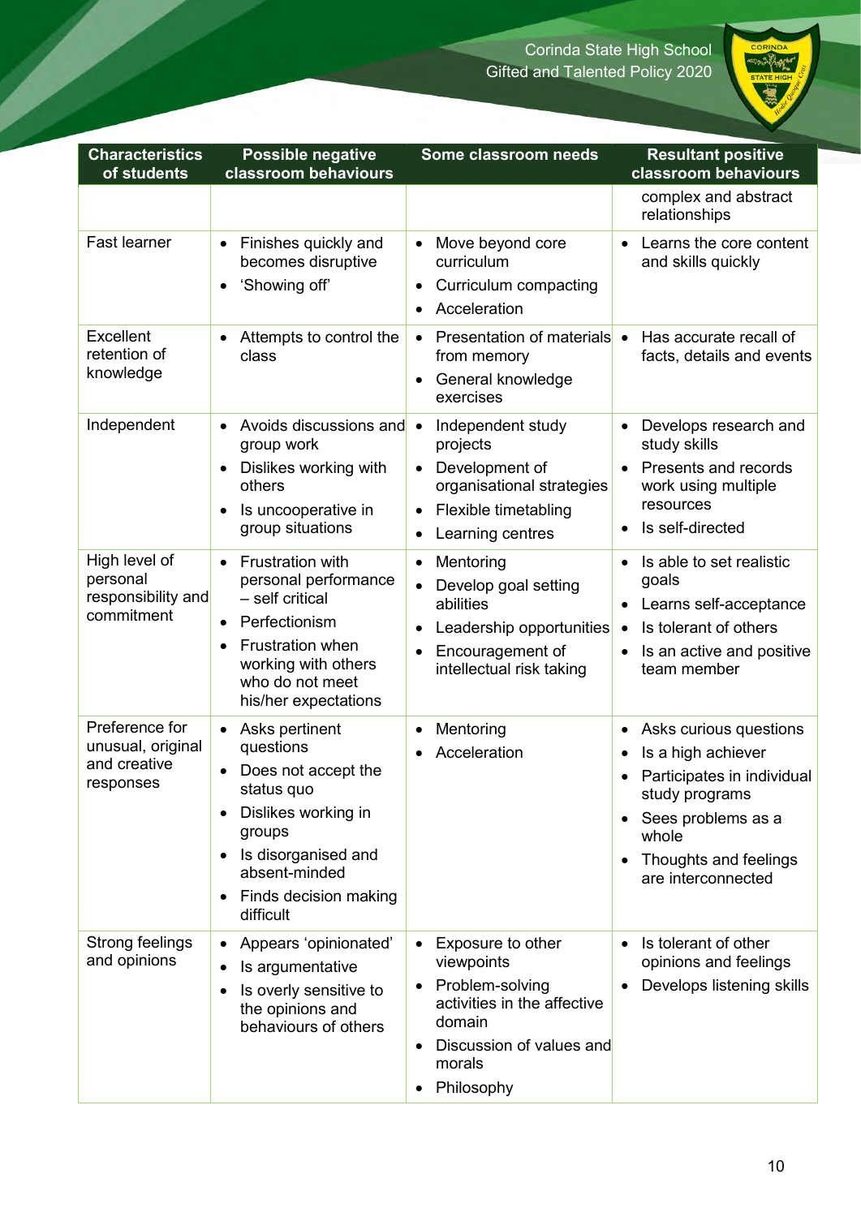| Characteristics of students | Possible negative classroom behaviours | Some classroom needs | Resultant positive classroom behaviours |
| --- | --- | --- | --- |
| | | | complex and abstract relationships |
| Fast learner | • Finishes quickly and becomes disruptive<br>• ‘Showing off’ | • Move beyond core curriculum<br>• Curriculum compacting<br>• Acceleration | • Learns the core content and skills quickly |
| Excellent retention of knowledge | • Attempts to control the class | • Presentation of materials from memory<br>• General knowledge exercises | • Has accurate recall of facts, details and events |
| Independent | • Avoids discussions and group work<br>• Dislikes working with others<br>• Is uncooperative in group situations | • Independent study projects<br>• Development of organisational strategies<br>• Flexible timetabling<br>• Learning centres | • Develops research and study skills<br>• Presents and records work using multiple resources<br>• Is self-directed |
| High level of personal responsibility and commitment | • Frustration with personal performance – self critical<br>• Perfectionism<br>• Frustration when working with others who do not meet his/her expectations | • Mentoring<br>• Develop goal setting abilities<br>• Leadership opportunities<br>• Encouragement of intellectual risk taking | • Is able to set realistic goals<br>• Learns self-acceptance<br>• Is tolerant of others<br>• Is an active and positive team member |
| Preference for unusual, original and creative responses | • Asks pertinent questions<br>• Does not accept the status quo<br>• Dislikes working in groups<br>• Is disorganised and absent-minded<br>• Finds decision making difficult | • Mentoring<br>• Acceleration | • Asks curious questions<br>• Is a high achiever<br>• Participates in individual study programs<br>• Sees problems as a whole<br>• Thoughts and feelings are interconnected |
| Strong feelings and opinions | • Appears ‘opinionated’<br>• Is argumentative<br>• Is overly sensitive to the opinions and behaviours of others | • Exposure to other viewpoints<br>• Problem-solving activities in the affective domain<br>• Discussion of values and morals<br>• Philosophy | • Is tolerant of other opinions and feelings<br>• Develops listening skills |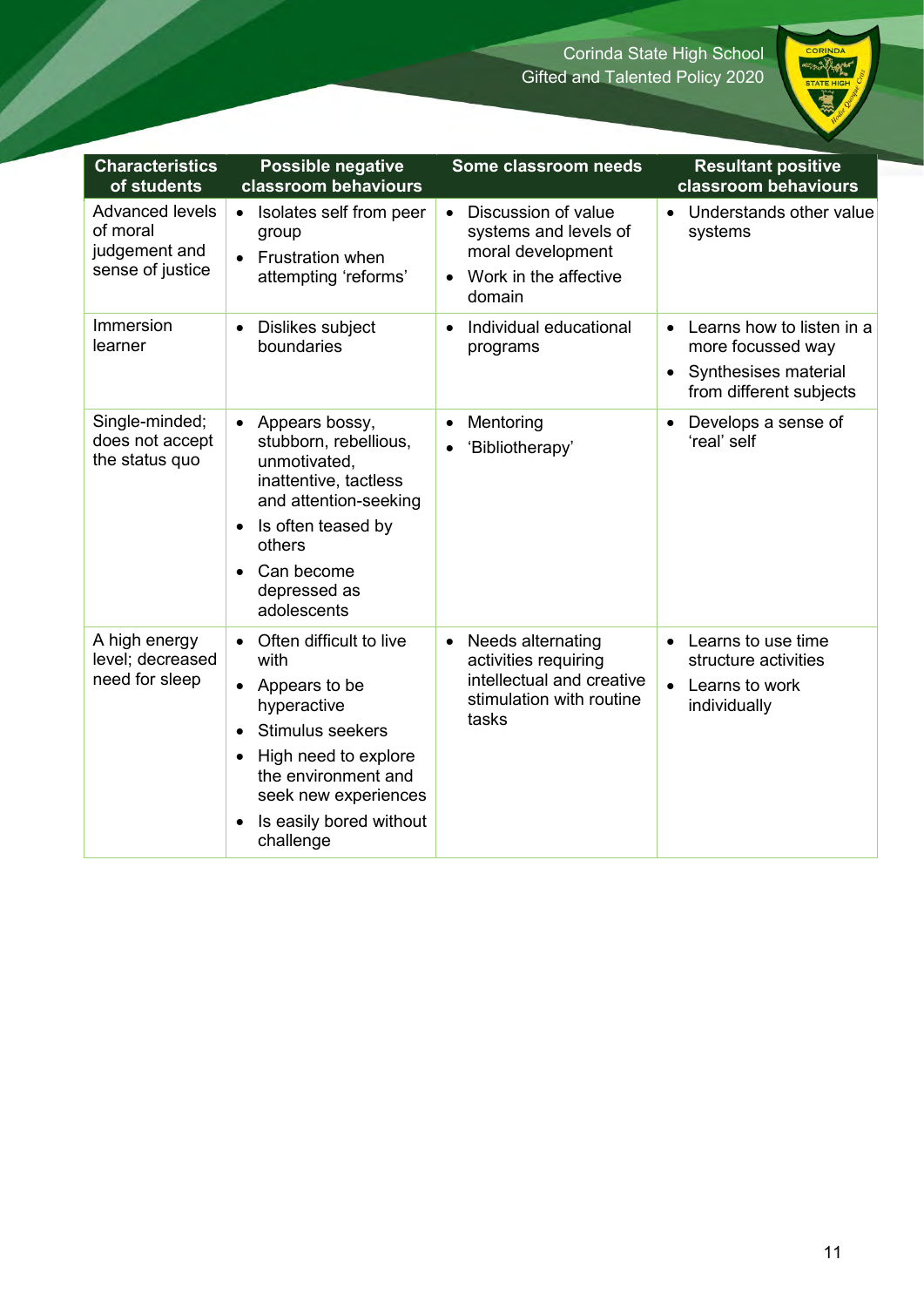| Characteristics of students | Possible negative classroom behaviours | Some classroom needs | Resultant positive classroom behaviours |
|---|---|---|---|
| Advanced levels of moral judgement and sense of justice | • Isolates self from peer group<br>• Frustration when attempting 'reforms' | • Discussion of value systems and levels of moral development<br>• Work in the affective domain | • Understands other value systems |
| Immersion learner | • Dislikes subject boundaries | • Individual educational programs | • Learns how to listen in a more focussed way<br>• Synthesises material from different subjects |
| Single-minded; does not accept the status quo | • Appears bossy, stubborn, rebellious, unmotivated, inattentive, tactless and attention-seeking<br>• Is often teased by others<br>• Can become depressed as adolescents | • Mentoring<br>• 'Bibliotherapy' | • Develops a sense of 'real' self |
| A high energy level; decreased need for sleep | • Often difficult to live with<br>• Appears to be hyperactive<br>• Stimulus seekers<br>• High need to explore the environment and seek new experiences<br>• Is easily bored without challenge | • Needs alternating activities requiring intellectual and creative stimulation with routine tasks | • Learns to use time structure activities<br>• Learns to work individually |